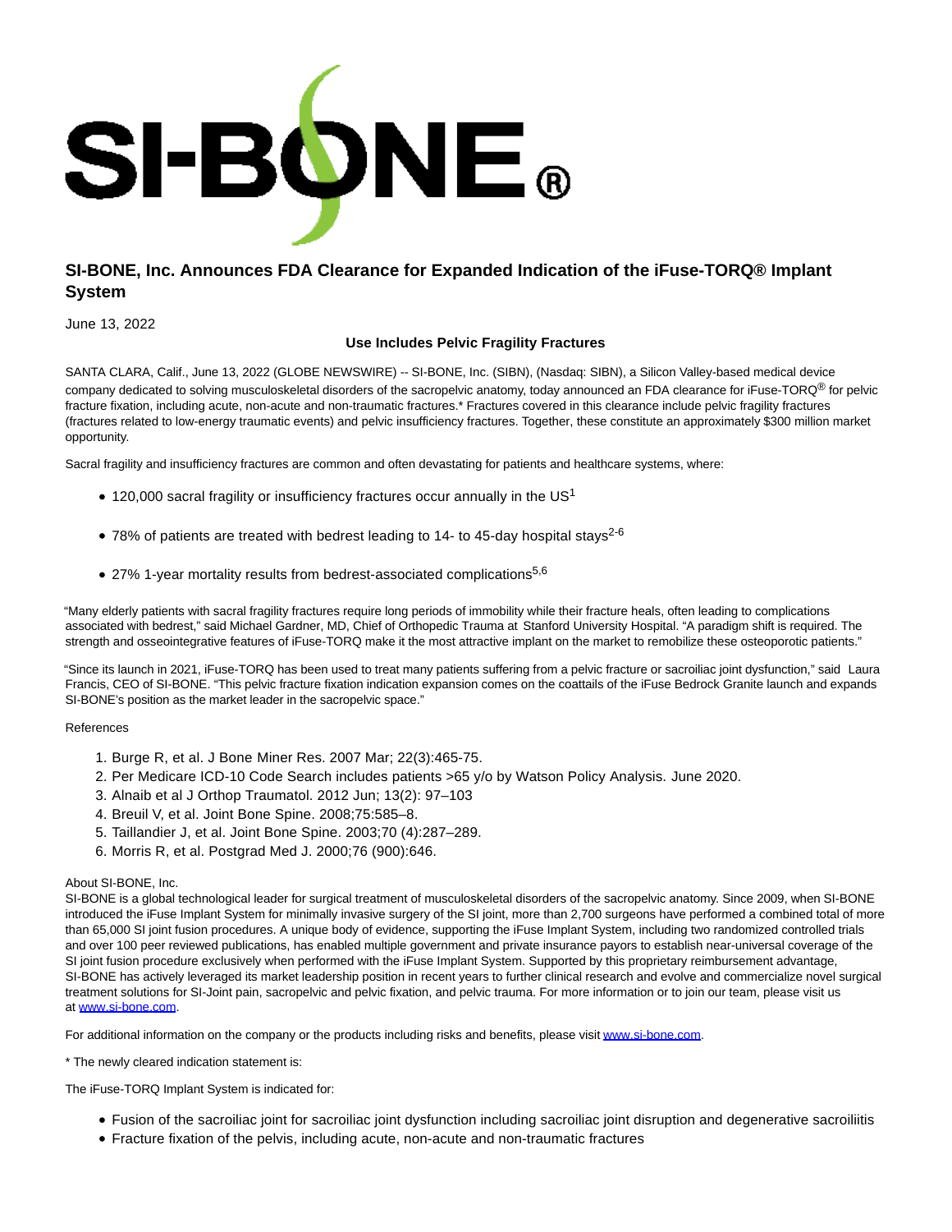# SI-BONE, Inc. Announces FDA Clearance for Expanded Indication of the iFuse-TORQ® Implant System

June 13, 2022

**Use Includes Pelvic Fragility Fractures**

SANTA CLARA, Calif., June 13, 2022 (GLOBE NEWSWIRE) -- SI-BONE, Inc. (SIBN), (Nasdaq: SIBN), a Silicon Valley-based medical device company dedicated to solving musculoskeletal disorders of the sacropelvic anatomy, today announced an FDA clearance for iFuse-TORQ® for pelvic fracture fixation, including acute, non-acute and non-traumatic fractures.* Fractures covered in this clearance include pelvic fragility fractures (fractures related to low-energy traumatic events) and pelvic insufficiency fractures. Together, these constitute an approximately $300 million market opportunity.

Sacral fragility and insufficiency fractures are common and often devastating for patients and healthcare systems, where:

- 120,000 sacral fragility or insufficiency fractures occur annually in the US[1]
- 78% of patients are treated with bedrest leading to 14- to 45-day hospital stays[2-6]
- 27% 1-year mortality results from bedrest-associated complications[5,6]

"Many elderly patients with sacral fragility fractures require long periods of immobility while their fracture heals, often leading to complications associated with bedrest," said Michael Gardner, MD, Chief of Orthopedic Trauma at Stanford University Hospital. "A paradigm shift is required. The strength and osseointegrative features of iFuse-TORQ make it the most attractive implant on the market to remobilize these osteoporotic patients."

"Since its launch in 2021, iFuse-TORQ has been used to treat many patients suffering from a pelvic fracture or sacroiliac joint dysfunction," said Laura Francis, CEO of SI-BONE. "This pelvic fracture fixation indication expansion comes on the coattails of the iFuse Bedrock Granite launch and expands SI-BONE's position as the market leader in the sacropelvic space."

References

1. Burge R, et al. J Bone Miner Res. 2007 Mar; 22(3):465-75.
2. Per Medicare ICD-10 Code Search includes patients >65 y/o by Watson Policy Analysis. June 2020.
3. Alnaib et al J Orthop Traumatol. 2012 Jun; 13(2): 97–103
4. Breuil V, et al. Joint Bone Spine. 2008;75:585–8.
5. Taillandier J, et al. Joint Bone Spine. 2003;70 (4):287–289.
6. Morris R, et al. Postgrad Med J. 2000;76 (900):646.

About SI-BONE, Inc.
SI-BONE is a global technological leader for surgical treatment of musculoskeletal disorders of the sacropelvic anatomy. Since 2009, when SI-BONE introduced the iFuse Implant System for minimally invasive surgery of the SI joint, more than 2,700 surgeons have performed a combined total of more than 65,000 SI joint fusion procedures. A unique body of evidence, supporting the iFuse Implant System, including two randomized controlled trials and over 100 peer reviewed publications, has enabled multiple government and private insurance payors to establish near-universal coverage of the SI joint fusion procedure exclusively when performed with the iFuse Implant System. Supported by this proprietary reimbursement advantage, SI-BONE has actively leveraged its market leadership position in recent years to further clinical research and evolve and commercialize novel surgical treatment solutions for SI-Joint pain, sacropelvic and pelvic fixation, and pelvic trauma. For more information or to join our team, please visit us at [www.si-bone.com](http://www.si-bone.com).

For additional information on the company or the products including risks and benefits, please visit [www.si-bone.com](http://www.si-bone.com).

* The newly cleared indication statement is:

The iFuse-TORQ Implant System is indicated for:

- Fusion of the sacroiliac joint for sacroiliac joint dysfunction including sacroiliac joint disruption and degenerative sacroiliitis
- Fracture fixation of the pelvis, including acute, non-acute and non-traumatic fractures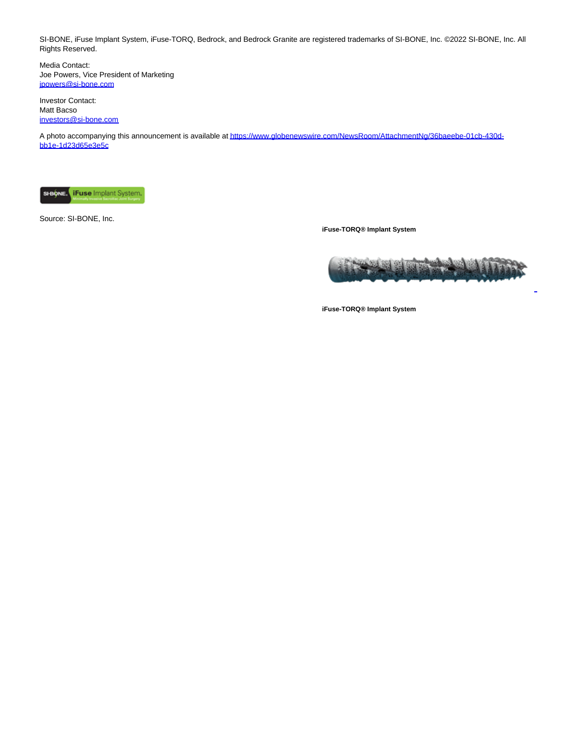SI-BONE, iFuse Implant System, iFuse-TORQ, Bedrock, and Bedrock Granite are registered trademarks of SI-BONE, Inc. ©2022 SI-BONE, Inc. All Rights Reserved.

Media Contact:
Joe Powers, Vice President of Marketing
jpowers@si-bone.com

Investor Contact:
Matt Bacso
investors@si-bone.com

A photo accompanying this announcement is available at https://www.globenewswire.com/NewsRoom/AttachmentNg/36baeebe-01cb-430d-bb1e-1d23d65e3e5c

Source: SI-BONE, Inc.

**iFuse-TORQ® Implant System**

**iFuse-TORQ® Implant System**